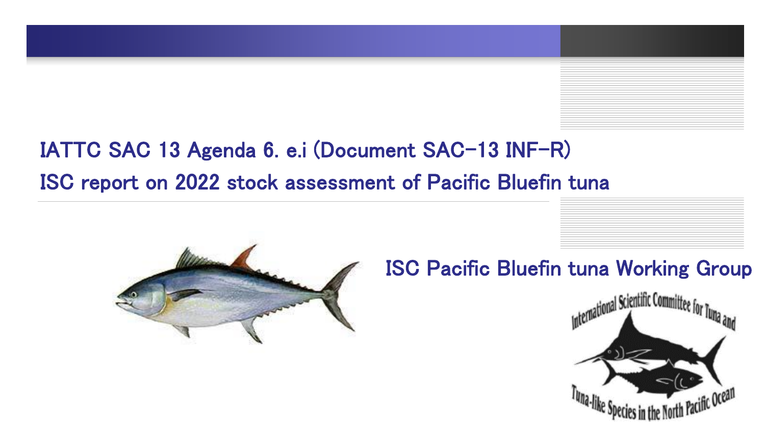# IATTC SAC 13 Agenda 6. e.i (Document SAC-13 INF-R)

# ISC report on 2022 stock assessment of Pacific Bluefin tuna

ISC Pacific Bluefin tuna Working Group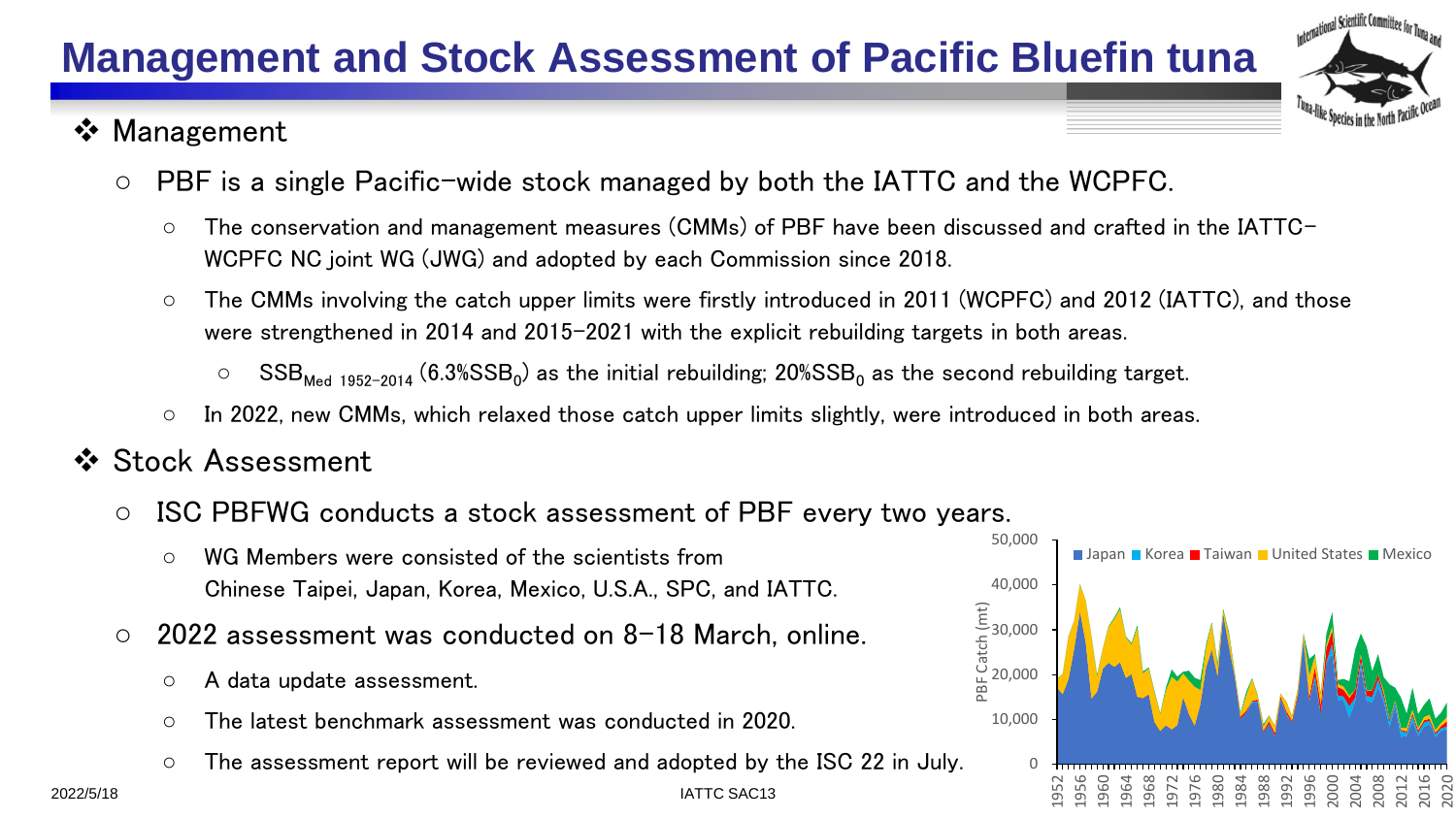# Management and Stock Assessment of Pacific Bluefin tuna

## ❖ Management

- PBF is a single Pacific-wide stock managed by both the IATTC and the WCPFC.
  - The conservation and management measures (CMMs) of PBF have been discussed and crafted in the IATTC-WCPFC NC joint WG (JWG) and adopted by each Commission since 2018.
  - The CMMs involving the catch upper limits were firstly introduced in 2011 (WCPFC) and 2012 (IATTC), and those were strengthened in 2014 and 2015-2021 with the explicit rebuilding targets in both areas.
    - $SSB_{Med\ 1952-2014}$ (6.3%$SSB_0$) as the initial rebuilding; 20%$SSB_0$ as the second rebuilding target.
  - In 2022, new CMMs, which relaxed those catch upper limits slightly, were introduced in both areas.

## ❖ Stock Assessment

- ISC PBFWG conducts a stock assessment of PBF every two years.
  - WG Members were consisted of the scientists from Chinese Taipei, Japan, Korea, Mexico, U.S.A., SPC, and IATTC.
- 2022 assessment was conducted on 8-18 March, online.
  - A data update assessment.
  - The latest benchmark assessment was conducted in 2020.
  - The assessment report will be reviewed and adopted by the ISC 22 in July.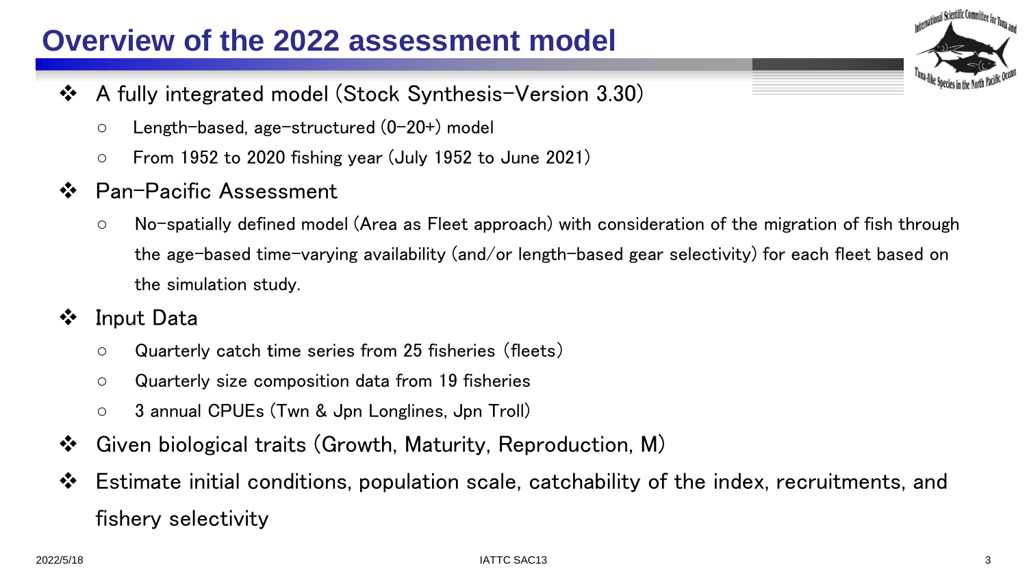# Overview of the 2022 assessment model

- A fully integrated model (Stock Synthesis-Version 3.30)
  - Length-based, age-structured (0-20+) model
  - From 1952 to 2020 fishing year (July 1952 to June 2021)
- Pan-Pacific Assessment
  - No-spatially defined model (Area as Fleet approach) with consideration of the migration of fish through the age-based time-varying availability (and/or length-based gear selectivity) for each fleet based on the simulation study.
- Input Data
  - Quarterly catch time series from 25 fisheries (fleets)
  - Quarterly size composition data from 19 fisheries
  - 3 annual CPUEs (Twn & Jpn Longlines, Jpn Troll)
- Given biological traits (Growth, Maturity, Reproduction, M)
- Estimate initial conditions, population scale, catchability of the index, recruitments, and fishery selectivity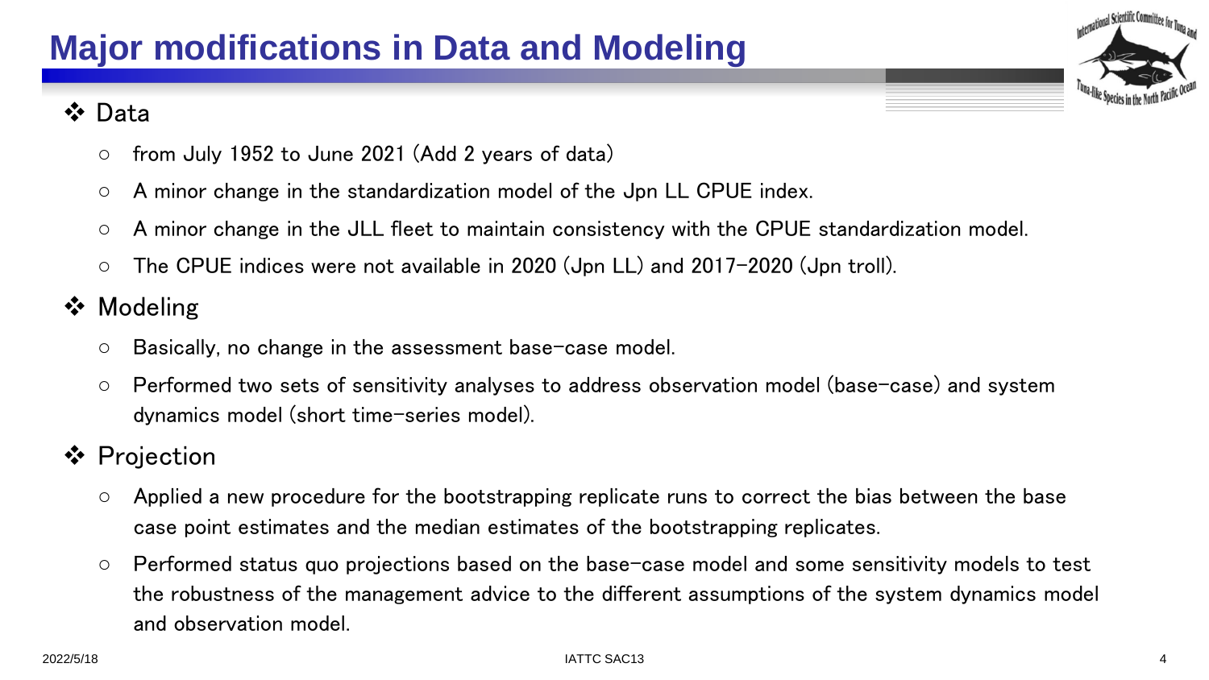# Major modifications in Data and Modeling

- **Data**
  - from July 1952 to June 2021 (Add 2 years of data)
  - A minor change in the standardization model of the Jpn LL CPUE index.
  - A minor change in the JLL fleet to maintain consistency with the CPUE standardization model.
  - The CPUE indices were not available in 2020 (Jpn LL) and 2017-2020 (Jpn troll).
- **Modeling**
  - Basically, no change in the assessment base-case model.
  - Performed two sets of sensitivity analyses to address observation model (base-case) and system dynamics model (short time-series model).
- **Projection**
  - Applied a new procedure for the bootstrapping replicate runs to correct the bias between the base case point estimates and the median estimates of the bootstrapping replicates.
  - Performed status quo projections based on the base-case model and some sensitivity models to test the robustness of the management advice to the different assumptions of the system dynamics model and observation model.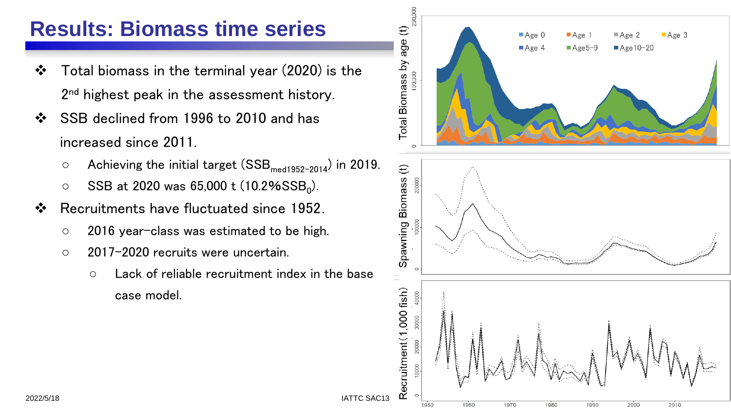# Results: Biomass time series

- Total biomass in the terminal year (2020) is the 2nd highest peak in the assessment history.
- SSB declined from 1996 to 2010 and has increased since 2011.
  - Achieving the initial target ($SSB_{med1952-2014}$) in 2019.
  - SSB at 2020 was 65,000 t (10.2%$SSB_0$).
- Recruitments have fluctuated since 1952.
  - 2016 year-class was estimated to be high.
  - 2017-2020 recruits were uncertain.
    - Lack of reliable recruitment index in the base case model.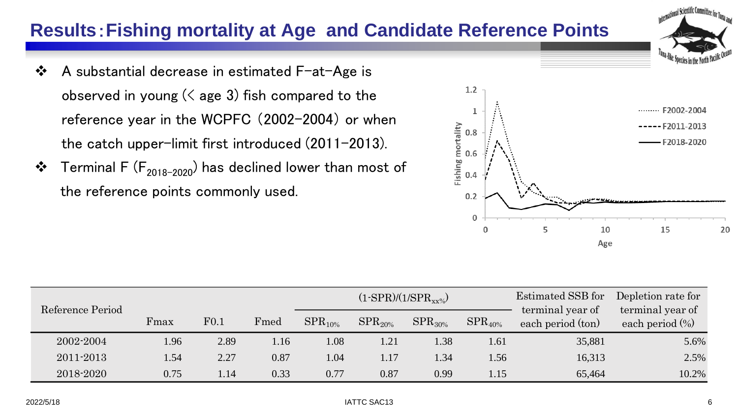# Results：Fishing mortality at Age and Candidate Reference Points

- A substantial decrease in estimated F–at–Age is observed in young (< age 3) fish compared to the reference year in the WCPFC (2002–2004) or when the catch upper–limit first introduced (2011–2013).
- Terminal F ($F_{2018-2020}$) has declined lower than most of the reference points commonly used.

| Reference Period | Fmax | F0.1 | Fmed | (1-SPR)/(1/$SPR_{xx\%}$) | | | | Estimated SSB for terminal year of each period (ton) | Depletion rate for terminal year of each period (%) |
|---|---|---|---|---|---|---|---|---|---|
| | | | | $SPR_{10\%}$ | $SPR_{20\%}$ | $SPR_{30\%}$ | $SPR_{40\%}$ | | |
| 2002-2004 | 1.96 | 2.89 | 1.16 | 1.08 | 1.21 | 1.38 | 1.61 | 35,881 | 5.6% |
| 2011-2013 | 1.54 | 2.27 | 0.87 | 1.04 | 1.17 | 1.34 | 1.56 | 16,313 | 2.5% |
| 2018-2020 | 0.75 | 1.14 | 0.33 | 0.77 | 0.87 | 0.99 | 1.15 | 65,464 | 10.2% |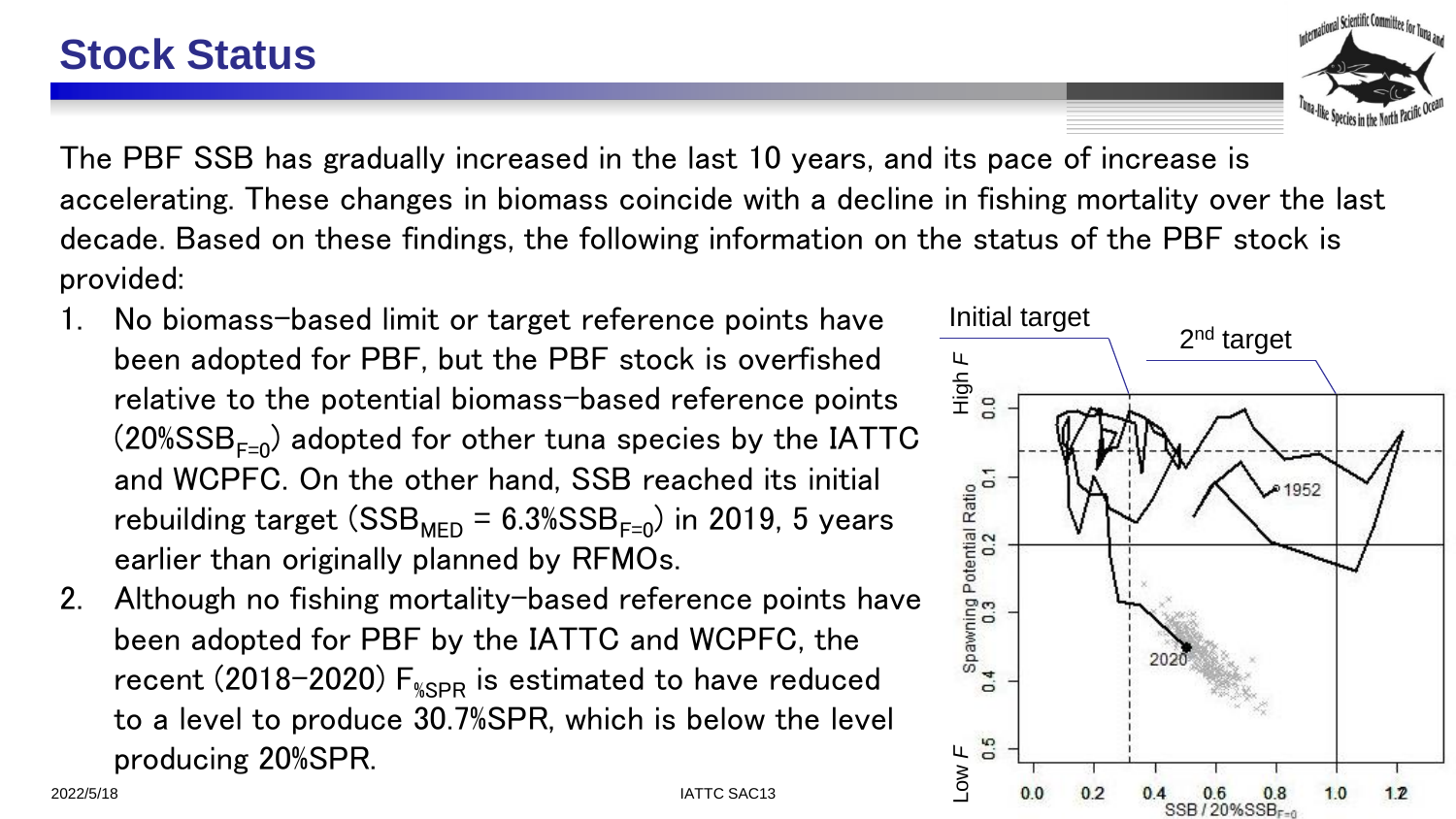# Stock Status

The PBF SSB has gradually increased in the last 10 years, and its pace of increase is accelerating. These changes in biomass coincide with a decline in fishing mortality over the last decade. Based on these findings, the following information on the status of the PBF stock is provided:

1. No biomass-based limit or target reference points have been adopted for PBF, but the PBF stock is overfished relative to the potential biomass-based reference points ($20\%SSB_{F=0}$) adopted for other tuna species by the IATTC and WCPFC. On the other hand, SSB reached its initial rebuilding target ($SSB_{MED} = 6.3\%SSB_{F=0}$) in 2019, 5 years earlier than originally planned by RFMOs.
2. Although no fishing mortality-based reference points have been adopted for PBF by the IATTC and WCPFC, the recent (2018-2020) $F_{\%SPR}$ is estimated to have reduced to a level to produce 30.7%SPR, which is below the level producing 20%SPR.

Initial target

2nd target

High F

Low F

Spawning Potential Ratio

$SSB / 20\%SSB_{F=0}$

1952

2020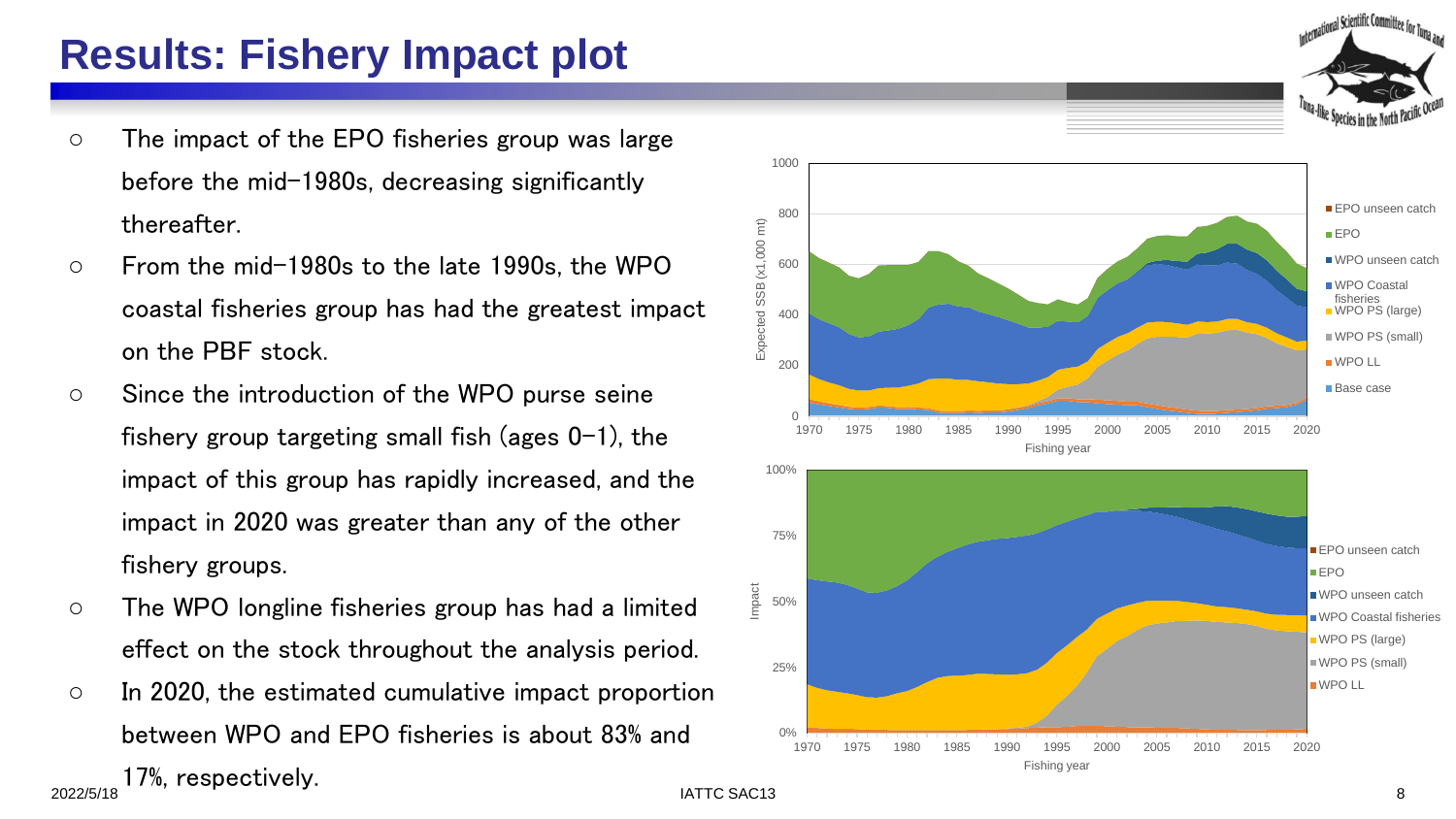# Results: Fishery Impact plot

- The impact of the EPO fisheries group was large before the mid-1980s, decreasing significantly thereafter.
- From the mid-1980s to the late 1990s, the WPO coastal fisheries group has had the greatest impact on the PBF stock.
- Since the introduction of the WPO purse seine fishery group targeting small fish (ages 0-1), the impact of this group has rapidly increased, and the impact in 2020 was greater than any of the other fishery groups.
- The WPO longline fisheries group has had a limited effect on the stock throughout the analysis period.
- In 2020, the estimated cumulative impact proportion between WPO and EPO fisheries is about 83% and 17%, respectively.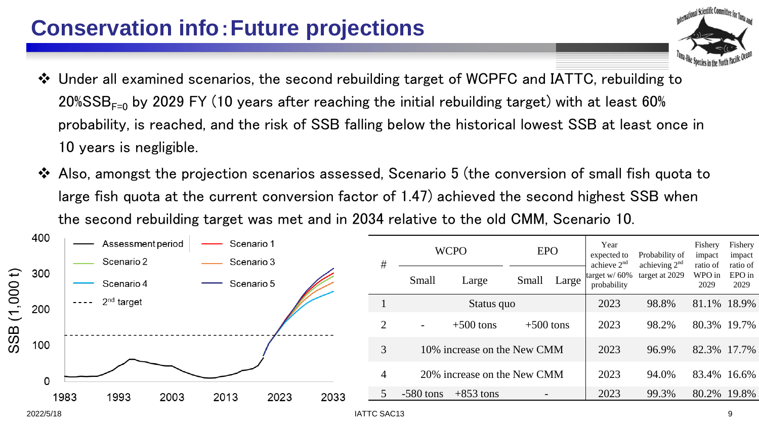# Conservation info：Future projections

- ❖ Under all examined scenarios, the second rebuilding target of WCPFC and IATTC, rebuilding to 20%$SSB_{F=0}$ by 2029 FY (10 years after reaching the initial rebuilding target) with at least 60% probability, is reached, and the risk of SSB falling below the historical lowest SSB at least once in 10 years is negligible.
- ❖ Also, amongst the projection scenarios assessed, Scenario 5 (the conversion of small fish quota to large fish quota at the current conversion factor of 1.47) achieved the second highest SSB when the second rebuilding target was met and in 2034 relative to the old CMM, Scenario 10.

| # | WCPO | | EPO | | Year expected to achieve 2nd target w/ 60% probability | Probability of achieving 2nd target at 2029 | Fishery impact ratio of WPO in 2029 | Fishery impact ratio of EPO in 2029 |
|---|---|---|---|---|---|---|---|---|
| | Small | Large | Small | Large | | | | |
| 1 | Status quo | | | | 2023 | 98.8% | 81.1% | 18.9% |
| 2 | - | +500 tons | +500 tons | | 2023 | 98.2% | 80.3% | 19.7% |
| 3 | 10% increase on the New CMM | | | | 2023 | 96.9% | 82.3% | 17.7% |
| 4 | 20% increase on the New CMM | | | | 2023 | 94.0% | 83.4% | 16.6% |
| 5 | -580 tons | +853 tons | - | | 2023 | 99.3% | 80.2% | 19.8% |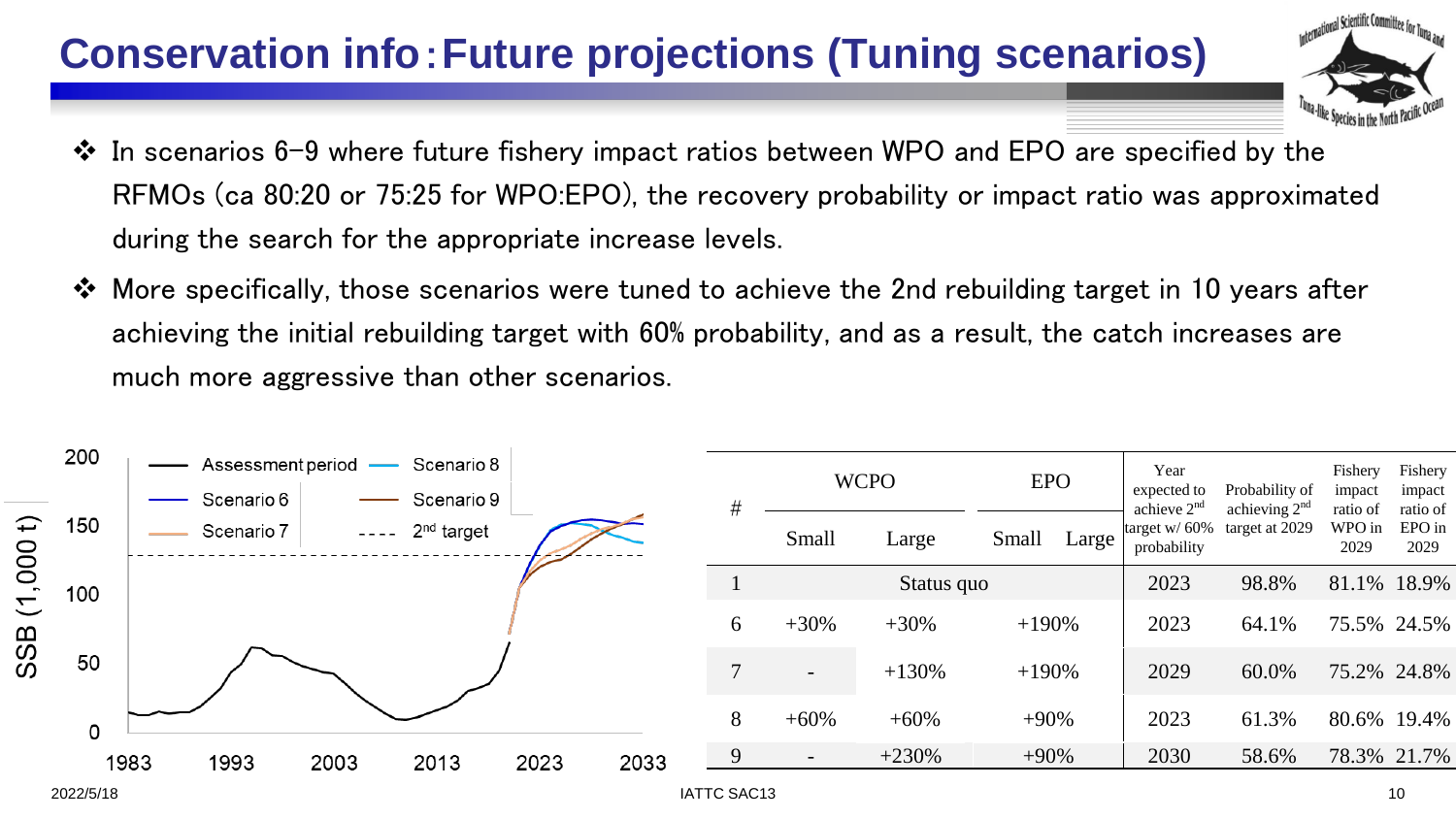# Conservation info：Future projections (Tuning scenarios)

- In scenarios 6–9 where future fishery impact ratios between WPO and EPO are specified by the RFMOs (ca 80:20 or 75:25 for WPO:EPO), the recovery probability or impact ratio was approximated during the search for the appropriate increase levels.
- More specifically, those scenarios were tuned to achieve the 2nd rebuilding target in 10 years after achieving the initial rebuilding target with 60% probability, and as a result, the catch increases are much more aggressive than other scenarios.

| # | WCPO | | EPO | | Year expected to achieve 2nd target w/ 60% probability | Probability of achieving 2nd target at 2029 | Fishery impact ratio of WPO in 2029 | Fishery impact ratio of EPO in 2029 |
|---|---|---|---|---|---|---|---|---|
| | Small | Large | Small | Large | | | | |
| 1 | Status quo | | | | 2023 | 98.8% | 81.1% | 18.9% |
| 6 | +30% | +30% | +190% | | 2023 | 64.1% | 75.5% | 24.5% |
| 7 | - | +130% | +190% | | 2029 | 60.0% | 75.2% | 24.8% |
| 8 | +60% | +60% | +90% | | 2023 | 61.3% | 80.6% | 19.4% |
| 9 | - | +230% | +90% | | 2030 | 58.6% | 78.3% | 21.7% |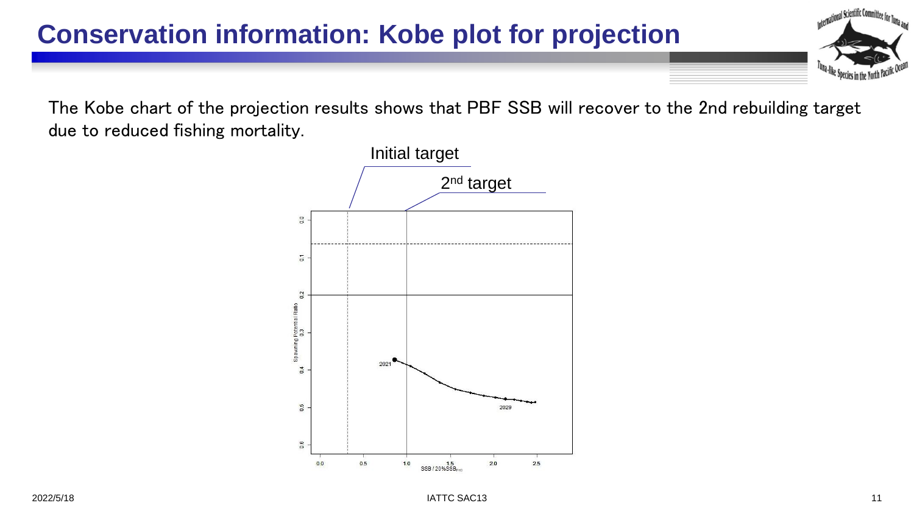# Conservation information: Kobe plot for projection

The Kobe chart of the projection results shows that PBF SSB will recover to the 2nd rebuilding target due to reduced fishing mortality.

Initial target

2nd target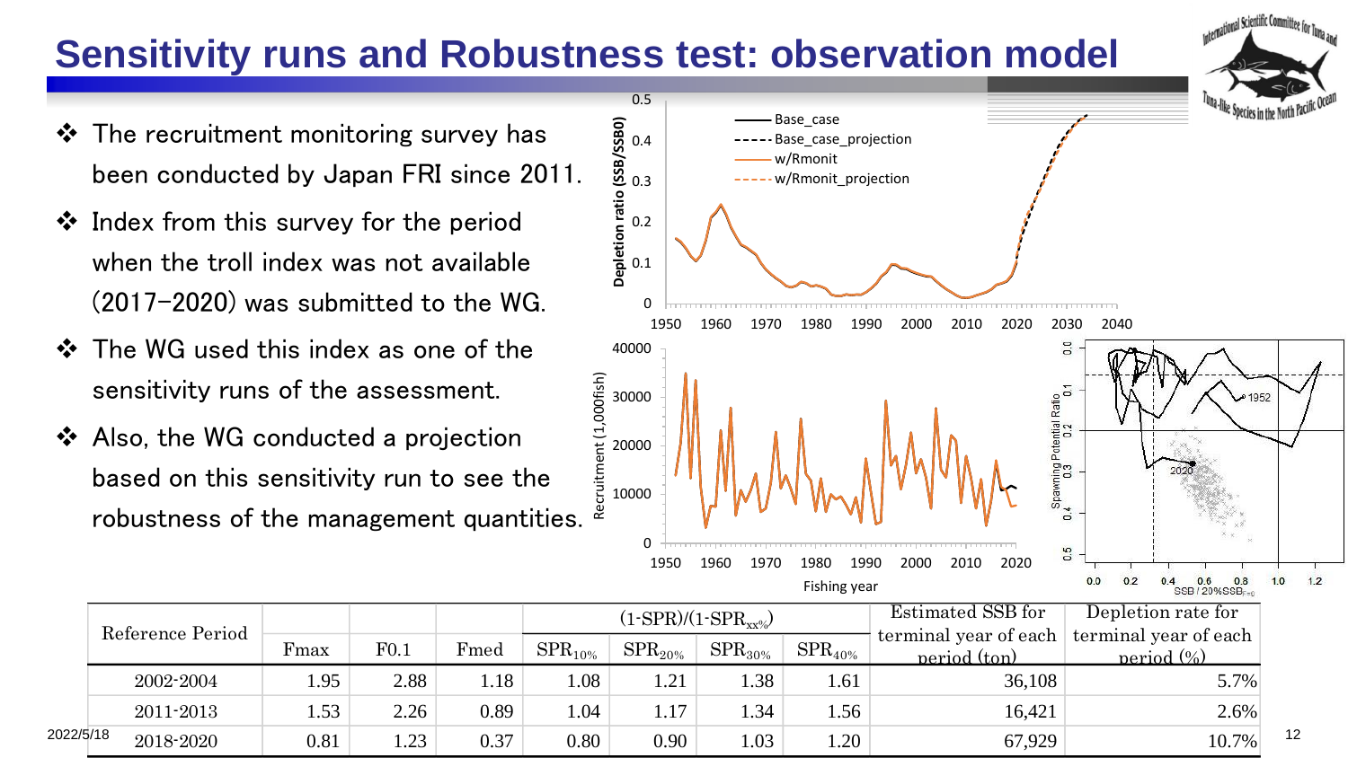# Sensitivity runs and Robustness test: observation model

- The recruitment monitoring survey has been conducted by Japan FRI since 2011.
- Index from this survey for the period when the troll index was not available (2017–2020) was submitted to the WG.
- The WG used this index as one of the sensitivity runs of the assessment.
- Also, the WG conducted a projection based on this sensitivity run to see the robustness of the management quantities.

| Reference Period | Fmax | F0.1 | Fmed | (1-SPR)/(1-SPR$_{xx\%}$) | | | | Estimated SSB for terminal year of each period (ton) | Depletion rate for terminal year of each period (%) |
|---|---|---|---|---|---|---|---|---|---|
| | | | | SPR$_{10\%}$ | SPR$_{20\%}$ | SPR$_{30\%}$ | SPR$_{40\%}$ | | |
| 2002-2004 | 1.95 | 2.88 | 1.18 | 1.08 | 1.21 | 1.38 | 1.61 | 36,108 | 5.7% |
| 2011-2013 | 1.53 | 2.26 | 0.89 | 1.04 | 1.17 | 1.34 | 1.56 | 16,421 | 2.6% |
| 2018-2020 | 0.81 | 1.23 | 0.37 | 0.80 | 0.90 | 1.03 | 1.20 | 67,929 | 10.7% |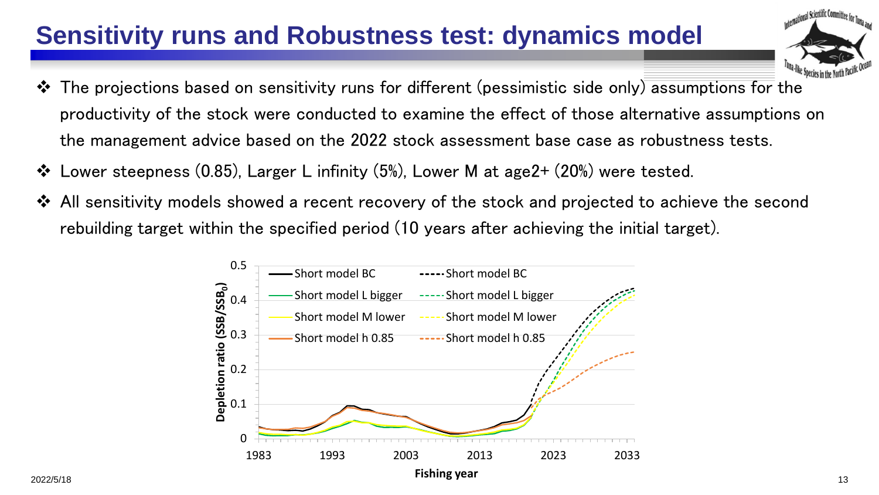# Sensitivity runs and Robustness test: dynamics model

- The projections based on sensitivity runs for different (pessimistic side only) assumptions for the productivity of the stock were conducted to examine the effect of those alternative assumptions on the management advice based on the 2022 stock assessment base case as robustness tests.
- Lower steepness (0.85), Larger L infinity (5%), Lower M at age2+ (20%) were tested.
- All sensitivity models showed a recent recovery of the stock and projected to achieve the second rebuilding target within the specified period (10 years after achieving the initial target).

2022/5/18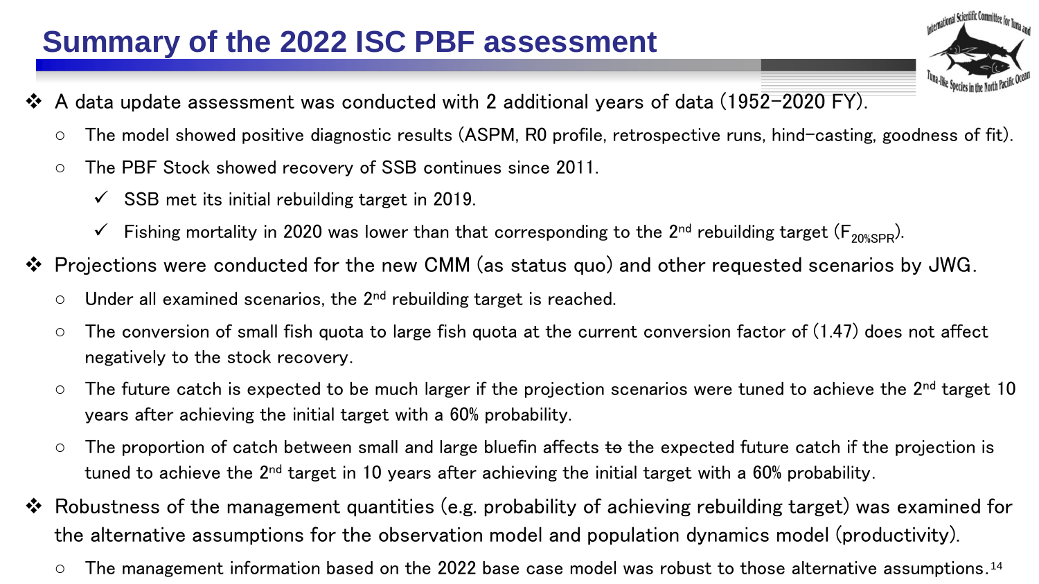# Summary of the 2022 ISC PBF assessment

- A data update assessment was conducted with 2 additional years of data (1952–2020 FY).
  - The model showed positive diagnostic results (ASPM, R0 profile, retrospective runs, hind-casting, goodness of fit).
  - The PBF Stock showed recovery of SSB continues since 2011.
    - ✓ SSB met its initial rebuilding target in 2019.
    - ✓ Fishing mortality in 2020 was lower than that corresponding to the 2nd rebuilding target ($F_{20\%SPR}$).
- Projections were conducted for the new CMM (as status quo) and other requested scenarios by JWG.
  - Under all examined scenarios, the 2nd rebuilding target is reached.
  - The conversion of small fish quota to large fish quota at the current conversion factor of (1.47) does not affect negatively to the stock recovery.
  - The future catch is expected to be much larger if the projection scenarios were tuned to achieve the 2nd target 10 years after achieving the initial target with a 60% probability.
  - The proportion of catch between small and large bluefin affects ~~to~~ the expected future catch if the projection is tuned to achieve the 2nd target in 10 years after achieving the initial target with a 60% probability.
- Robustness of the management quantities (e.g. probability of achieving rebuilding target) was examined for the alternative assumptions for the observation model and population dynamics model (productivity).
  - The management information based on the 2022 base case model was robust to those alternative assumptions.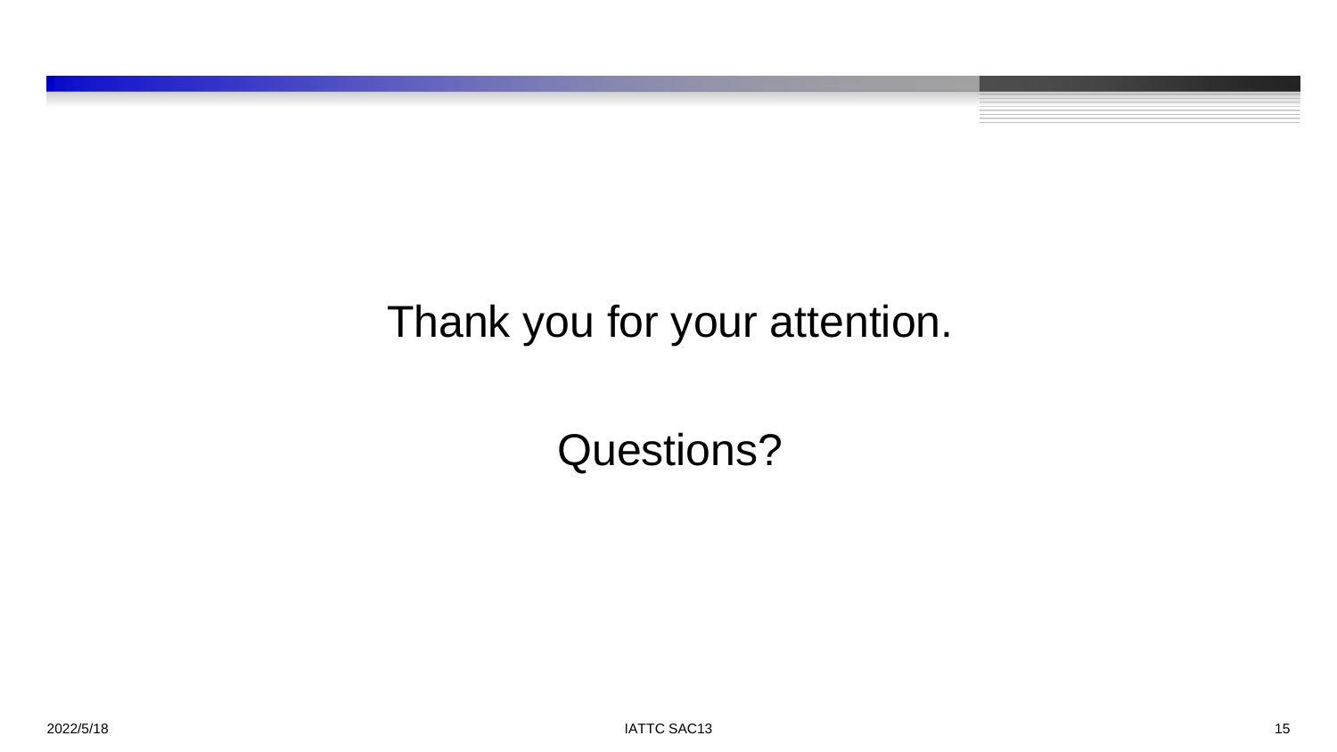Thank you for your attention.

Questions?